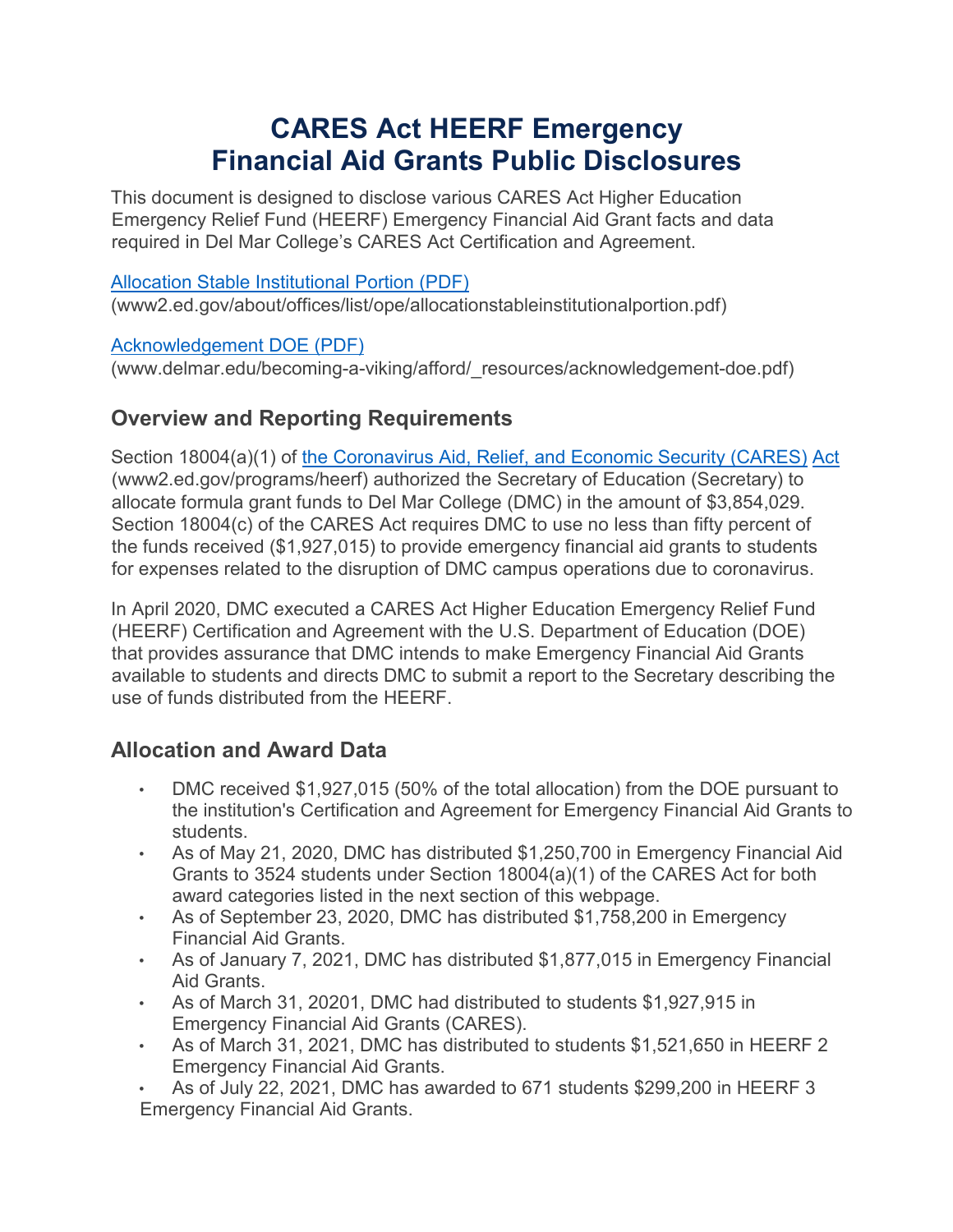# CARES Act HEERF Emergency Financial Aid Grants Public Disclosures

This document is designed to disclose various CARES Act Higher Education Emergency Relief Fund (HEERF) Emergency Financial Aid Grant facts and data required in Del Mar College's CARES Act Certification and Agreement.

[Allocation Stable Institutional Portion (PDF)](www2.ed.gov/about/offices/list/ope/allocationstableinstitutionalportion.pdf)
(www2.ed.gov/about/offices/list/ope/allocationstableinstitutionalportion.pdf)

[Acknowledgement DOE (PDF)](www.delmar.edu/becoming-a-viking/afford/_resources/acknowledgement-doe.pdf)
(www.delmar.edu/becoming-a-viking/afford/_resources/acknowledgement-doe.pdf)

## Overview and Reporting Requirements

Section 18004(a)(1) of [the Coronavirus Aid, Relief, and Economic Security (CARES) Act](www2.ed.gov/programs/heerf) (www2.ed.gov/programs/heerf) authorized the Secretary of Education (Secretary) to allocate formula grant funds to Del Mar College (DMC) in the amount of $3,854,029. Section 18004(c) of the CARES Act requires DMC to use no less than fifty percent of the funds received ($1,927,015) to provide emergency financial aid grants to students for expenses related to the disruption of DMC campus operations due to coronavirus.

In April 2020, DMC executed a CARES Act Higher Education Emergency Relief Fund (HEERF) Certification and Agreement with the U.S. Department of Education (DOE) that provides assurance that DMC intends to make Emergency Financial Aid Grants available to students and directs DMC to submit a report to the Secretary describing the use of funds distributed from the HEERF.

## Allocation and Award Data

- DMC received $1,927,015 (50% of the total allocation) from the DOE pursuant to the institution's Certification and Agreement for Emergency Financial Aid Grants to students.
- As of May 21, 2020, DMC has distributed $1,250,700 in Emergency Financial Aid Grants to 3524 students under Section 18004(a)(1) of the CARES Act for both award categories listed in the next section of this webpage.
- As of September 23, 2020, DMC has distributed $1,758,200 in Emergency Financial Aid Grants.
- As of January 7, 2021, DMC has distributed $1,877,015 in Emergency Financial Aid Grants.
- As of March 31, 20201, DMC had distributed to students $1,927,915 in Emergency Financial Aid Grants (CARES).
- As of March 31, 2021, DMC has distributed to students $1,521,650 in HEERF 2 Emergency Financial Aid Grants.
- As of July 22, 2021, DMC has awarded to 671 students $299,200 in HEERF 3 Emergency Financial Aid Grants.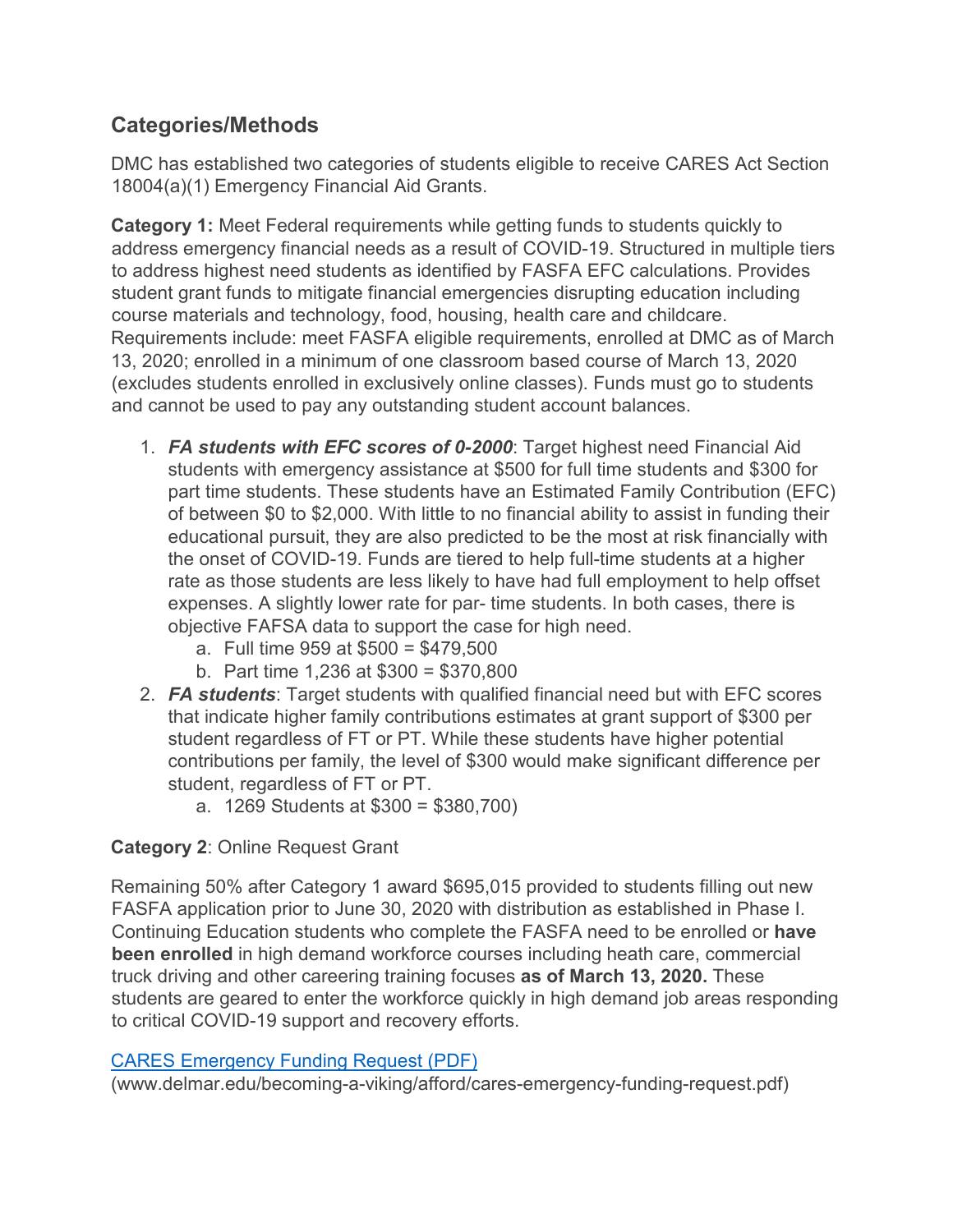## Categories/Methods

DMC has established two categories of students eligible to receive CARES Act Section 18004(a)(1) Emergency Financial Aid Grants.

**Category 1:** Meet Federal requirements while getting funds to students quickly to address emergency financial needs as a result of COVID-19. Structured in multiple tiers to address highest need students as identified by FASFA EFC calculations. Provides student grant funds to mitigate financial emergencies disrupting education including course materials and technology, food, housing, health care and childcare. Requirements include: meet FASFA eligible requirements, enrolled at DMC as of March 13, 2020; enrolled in a minimum of one classroom based course of March 13, 2020 (excludes students enrolled in exclusively online classes). Funds must go to students and cannot be used to pay any outstanding student account balances.

1. ***FA students with EFC scores of 0-2000***: Target highest need Financial Aid students with emergency assistance at $500 for full time students and $300 for part time students. These students have an Estimated Family Contribution (EFC) of between $0 to $2,000. With little to no financial ability to assist in funding their educational pursuit, they are also predicted to be the most at risk financially with the onset of COVID-19. Funds are tiered to help full-time students at a higher rate as those students are less likely to have had full employment to help offset expenses. A slightly lower rate for par- time students. In both cases, there is objective FAFSA data to support the case for high need.
   a. Full time 959 at $500 = $479,500
   b. Part time 1,236 at $300 = $370,800
2. ***FA students***: Target students with qualified financial need but with EFC scores that indicate higher family contributions estimates at grant support of $300 per student regardless of FT or PT. While these students have higher potential contributions per family, the level of $300 would make significant difference per student, regardless of FT or PT.
   a. 1269 Students at $300 = $380,700)

**Category 2**: Online Request Grant

Remaining 50% after Category 1 award $695,015 provided to students filling out new FASFA application prior to June 30, 2020 with distribution as established in Phase I. Continuing Education students who complete the FASFA need to be enrolled or **have been enrolled** in high demand workforce courses including heath care, commercial truck driving and other careering training focuses **as of March 13, 2020.** These students are geared to enter the workforce quickly in high demand job areas responding to critical COVID-19 support and recovery efforts.

[CARES Emergency Funding Request (PDF)](www.delmar.edu/becoming-a-viking/afford/cares-emergency-funding-request.pdf)
(www.delmar.edu/becoming-a-viking/afford/cares-emergency-funding-request.pdf)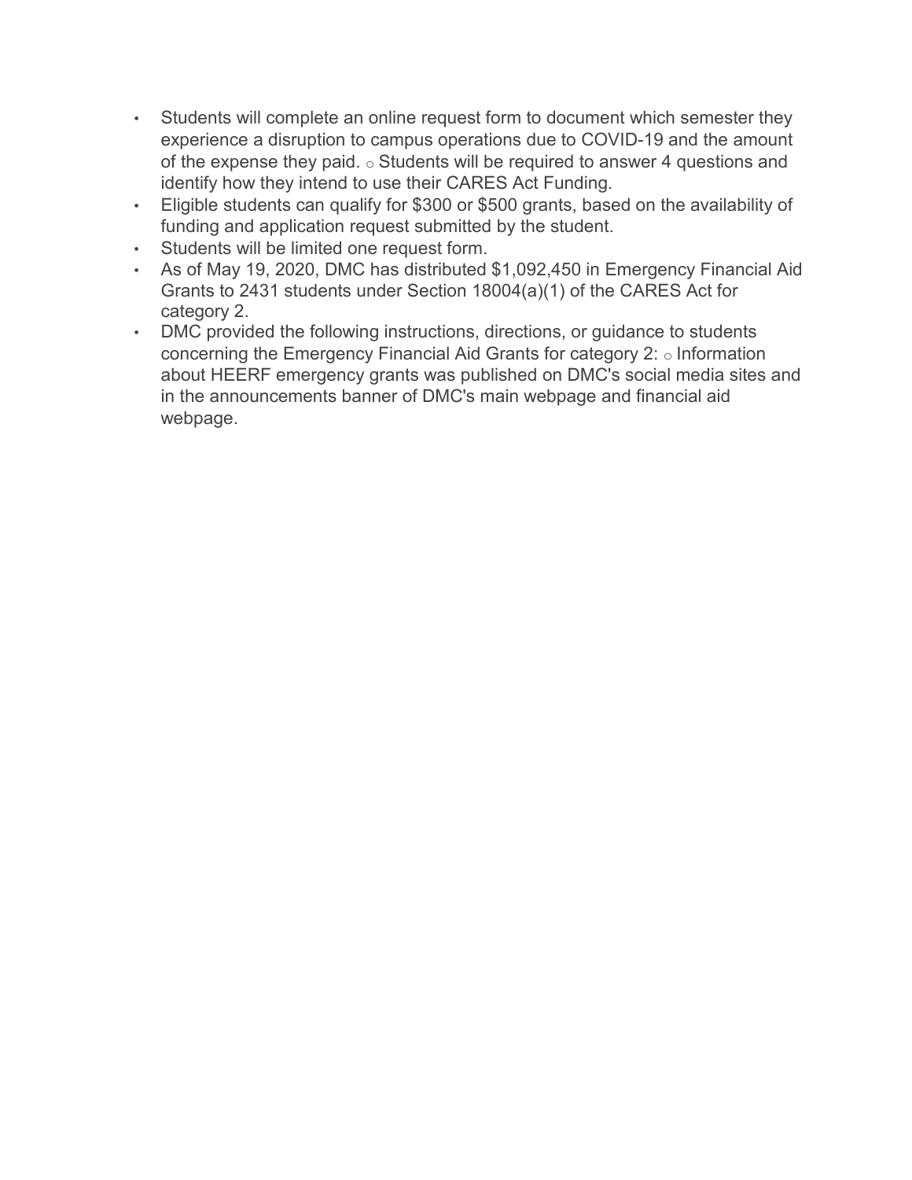- Students will complete an online request form to document which semester they experience a disruption to campus operations due to COVID-19 and the amount of the expense they paid.
  - Students will be required to answer 4 questions and identify how they intend to use their CARES Act Funding.
- Eligible students can qualify for $300 or $500 grants, based on the availability of funding and application request submitted by the student.
- Students will be limited one request form.
- As of May 19, 2020, DMC has distributed $1,092,450 in Emergency Financial Aid Grants to 2431 students under Section 18004(a)(1) of the CARES Act for category 2.
- DMC provided the following instructions, directions, or guidance to students concerning the Emergency Financial Aid Grants for category 2:
  - Information about HEERF emergency grants was published on DMC's social media sites and in the announcements banner of DMC's main webpage and financial aid webpage.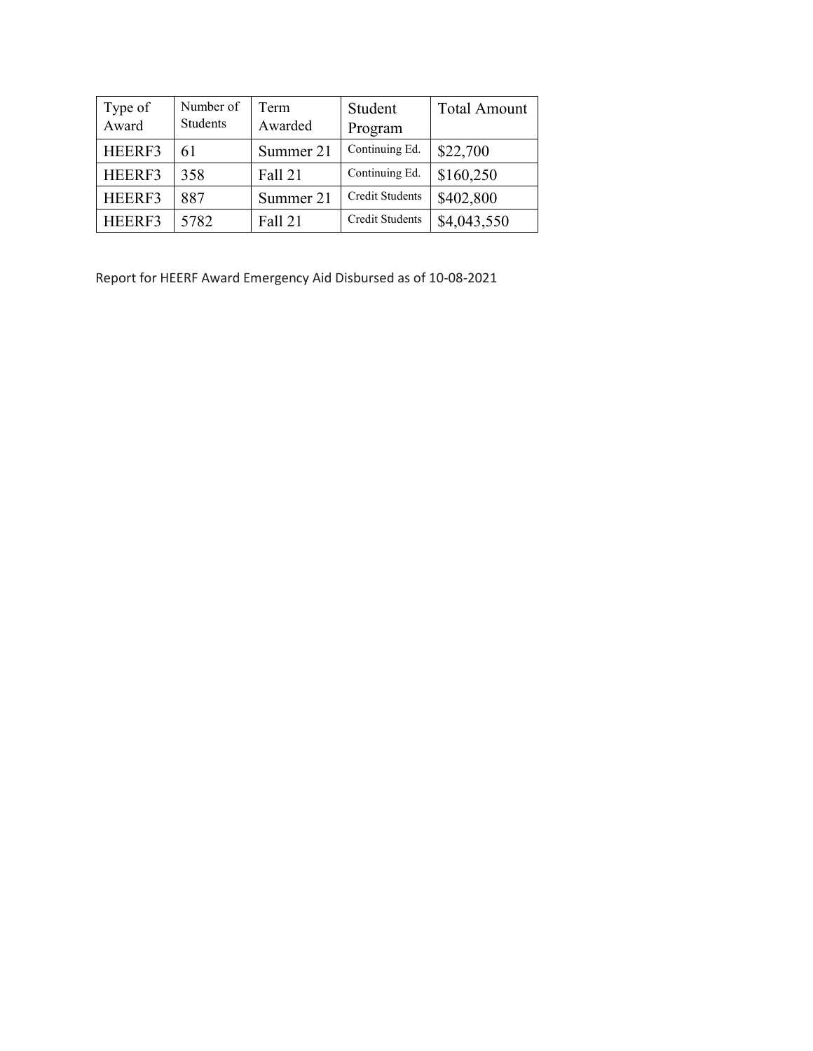| Type of Award | Number of Students | Term Awarded | Student Program | Total Amount |
|---|---|---|---|---|
| HEERF3 | 61 | Summer 21 | Continuing Ed. | $22,700 |
| HEERF3 | 358 | Fall 21 | Continuing Ed. | $160,250 |
| HEERF3 | 887 | Summer 21 | Credit Students | $402,800 |
| HEERF3 | 5782 | Fall 21 | Credit Students | $4,043,550 |

Report for HEERF Award Emergency Aid Disbursed as of 10-08-2021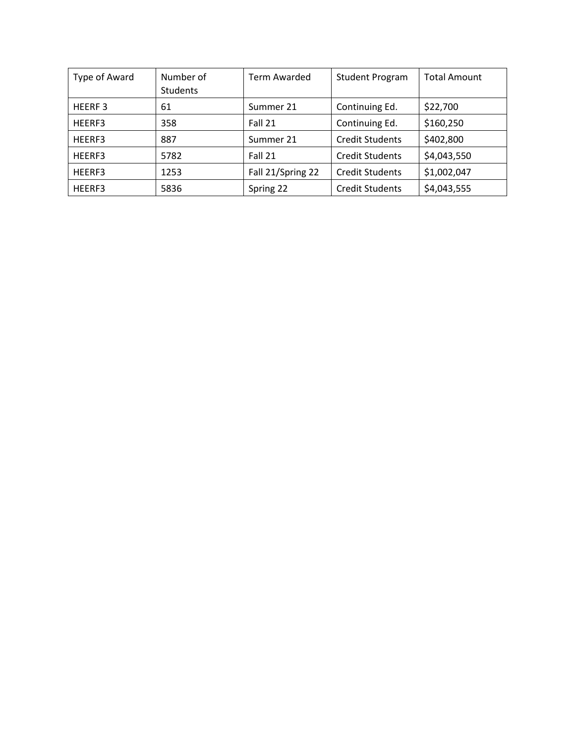| Type of Award | Number of Students | Term Awarded | Student Program | Total Amount |
|---|---|---|---|---|
| HEERF 3 | 61 | Summer 21 | Continuing Ed. | $22,700 |
| HEERF3 | 358 | Fall 21 | Continuing Ed. | $160,250 |
| HEERF3 | 887 | Summer 21 | Credit Students | $402,800 |
| HEERF3 | 5782 | Fall 21 | Credit Students | $4,043,550 |
| HEERF3 | 1253 | Fall 21/Spring 22 | Credit Students | $1,002,047 |
| HEERF3 | 5836 | Spring 22 | Credit Students | $4,043,555 |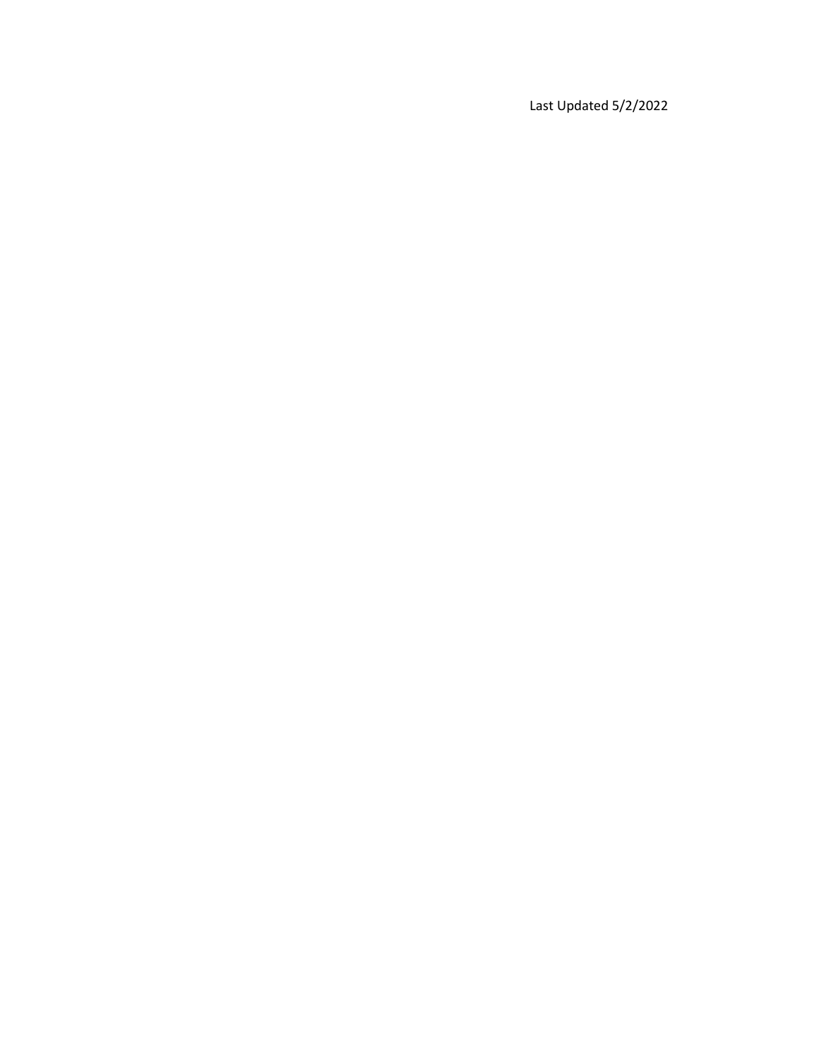Last Updated 5/2/2022